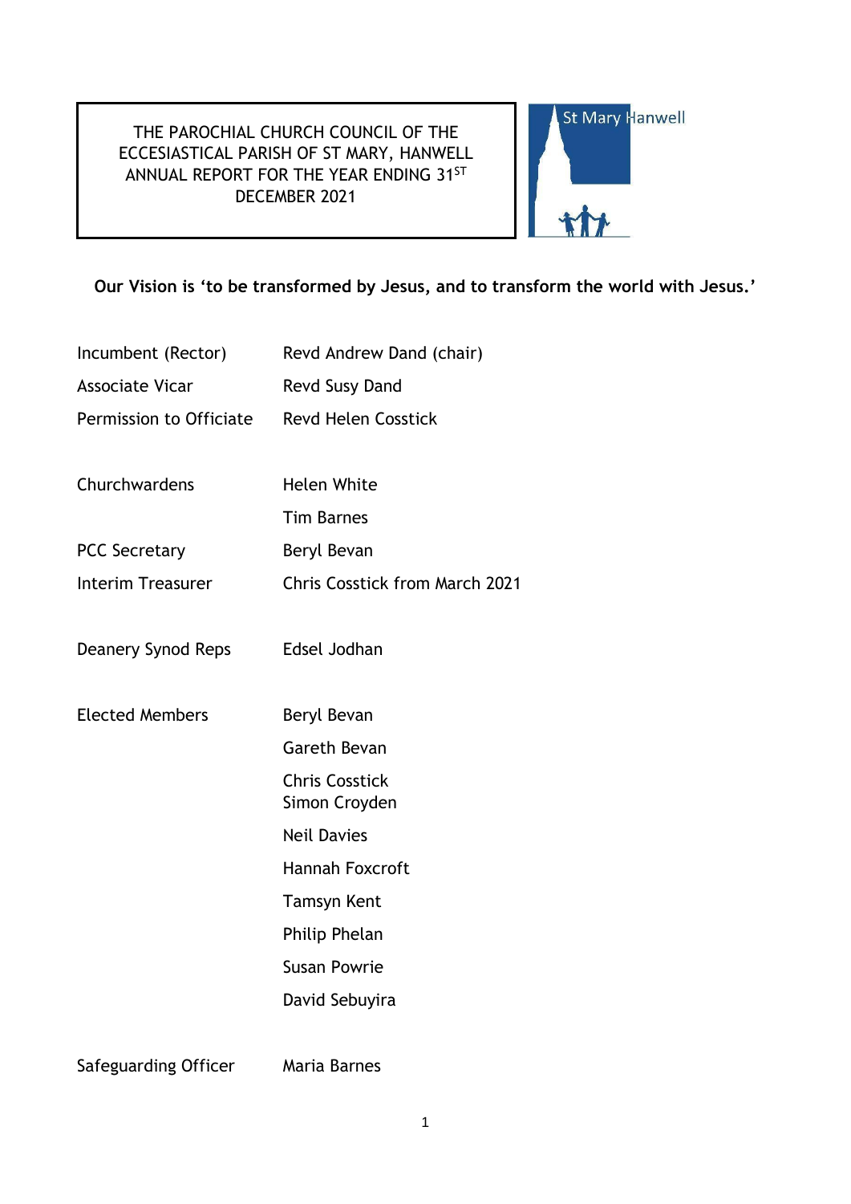# THE PAROCHIAL CHURCH COUNCIL OF THE ECCESIASTICAL PARISH OF ST MARY, HANWELL ANNUAL REPORT FOR THE YEAR ENDING 31ST DECEMBER 2021

St Mary Hanwell

**Our Vision is 'to be transformed by Jesus, and to transform the world with Jesus.'**

| | |
|---|---|
| Incumbent (Rector) | Revd Andrew Dand (chair) |
| Associate Vicar | Revd Susy Dand |
| Permission to Officiate | Revd Helen Cosstick |
| | |
| Churchwardens | Helen White |
| | Tim Barnes |
| PCC Secretary | Beryl Bevan |
| Interim Treasurer | Chris Cosstick from March 2021 |
| | |
| Deanery Synod Reps | Edsel Jodhan |
| | |
| Elected Members | Beryl Bevan |
| | Gareth Bevan |
| | Chris Cosstick |
| | Simon Croyden |
| | Neil Davies |
| | Hannah Foxcroft |
| | Tamsyn Kent |
| | Philip Phelan |
| | Susan Powrie |
| | David Sebuyira |
| | |
| Safeguarding Officer | Maria Barnes |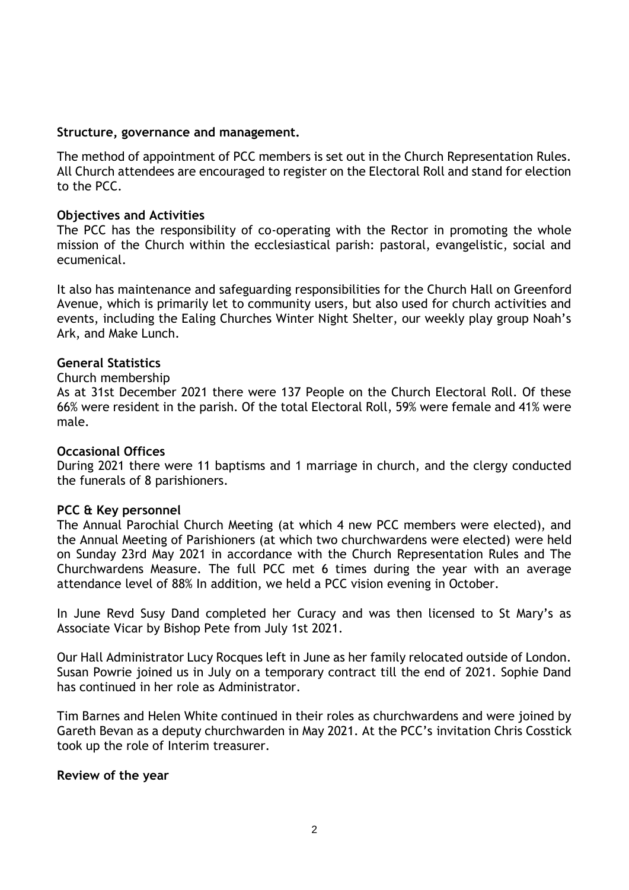**Structure, governance and management.**

The method of appointment of PCC members is set out in the Church Representation Rules. All Church attendees are encouraged to register on the Electoral Roll and stand for election to the PCC.

**Objectives and Activities**

The PCC has the responsibility of co-operating with the Rector in promoting the whole mission of the Church within the ecclesiastical parish: pastoral, evangelistic, social and ecumenical.

It also has maintenance and safeguarding responsibilities for the Church Hall on Greenford Avenue, which is primarily let to community users, but also used for church activities and events, including the Ealing Churches Winter Night Shelter, our weekly play group Noah's Ark, and Make Lunch.

**General Statistics**

Church membership

As at 31st December 2021 there were 137 People on the Church Electoral Roll. Of these 66% were resident in the parish. Of the total Electoral Roll, 59% were female and 41% were male.

**Occasional Offices**

During 2021 there were 11 baptisms and 1 marriage in church, and the clergy conducted the funerals of 8 parishioners.

**PCC & Key personnel**

The Annual Parochial Church Meeting (at which 4 new PCC members were elected), and the Annual Meeting of Parishioners (at which two churchwardens were elected) were held on Sunday 23rd May 2021 in accordance with the Church Representation Rules and The Churchwardens Measure. The full PCC met 6 times during the year with an average attendance level of 88% In addition, we held a PCC vision evening in October.

In June Revd Susy Dand completed her Curacy and was then licensed to St Mary's as Associate Vicar by Bishop Pete from July 1st 2021.

Our Hall Administrator Lucy Rocques left in June as her family relocated outside of London. Susan Powrie joined us in July on a temporary contract till the end of 2021. Sophie Dand has continued in her role as Administrator.

Tim Barnes and Helen White continued in their roles as churchwardens and were joined by Gareth Bevan as a deputy churchwarden in May 2021. At the PCC's invitation Chris Cosstick took up the role of Interim treasurer.

**Review of the year**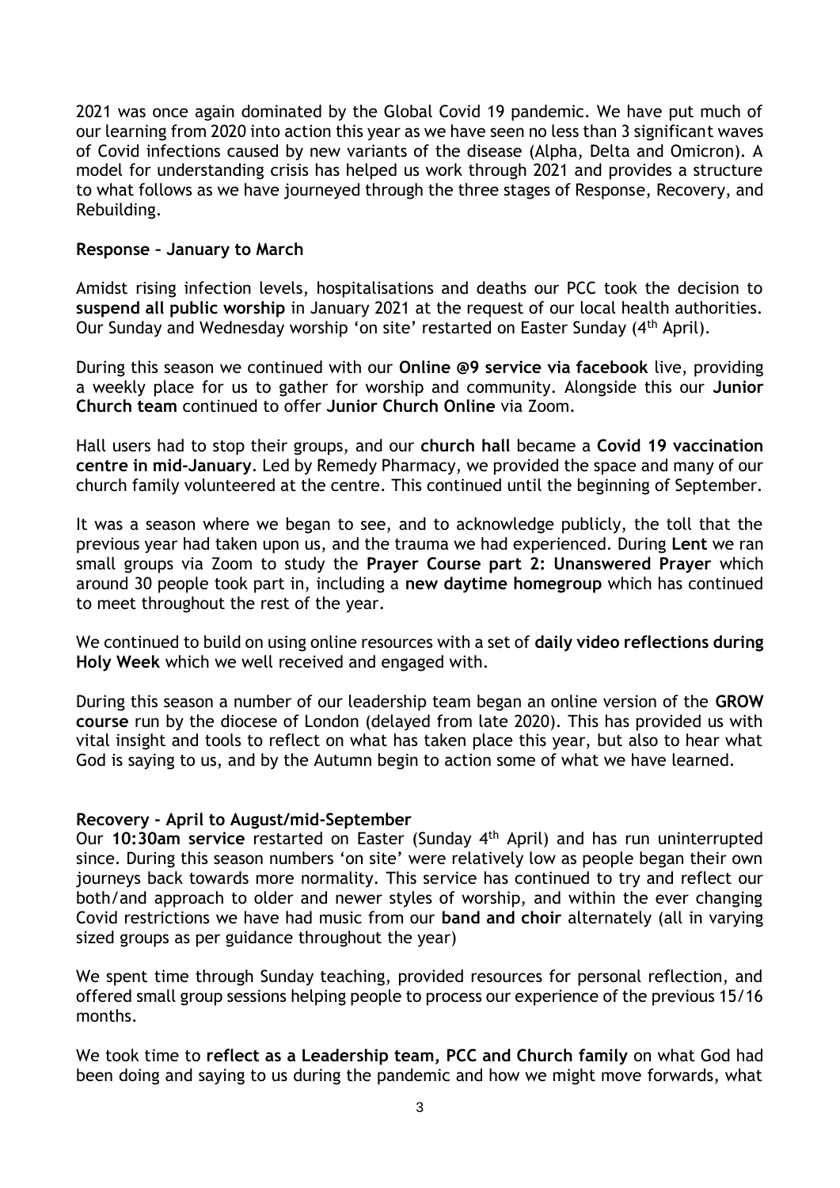2021 was once again dominated by the Global Covid 19 pandemic. We have put much of our learning from 2020 into action this year as we have seen no less than 3 significant waves of Covid infections caused by new variants of the disease (Alpha, Delta and Omicron). A model for understanding crisis has helped us work through 2021 and provides a structure to what follows as we have journeyed through the three stages of Response, Recovery, and Rebuilding.

**Response – January to March**

Amidst rising infection levels, hospitalisations and deaths our PCC took the decision to **suspend all public worship** in January 2021 at the request of our local health authorities. Our Sunday and Wednesday worship 'on site' restarted on Easter Sunday (4th April).

During this season we continued with our **Online @9 service via facebook** live, providing a weekly place for us to gather for worship and community. Alongside this our **Junior Church team** continued to offer **Junior Church Online** via Zoom.

Hall users had to stop their groups, and our **church hall** became a **Covid 19 vaccination centre in mid-January**. Led by Remedy Pharmacy, we provided the space and many of our church family volunteered at the centre. This continued until the beginning of September.

It was a season where we began to see, and to acknowledge publicly, the toll that the previous year had taken upon us, and the trauma we had experienced. During **Lent** we ran small groups via Zoom to study the **Prayer Course part 2: Unanswered Prayer** which around 30 people took part in, including a **new daytime homegroup** which has continued to meet throughout the rest of the year.

We continued to build on using online resources with a set of **daily video reflections during Holy Week** which we well received and engaged with.

During this season a number of our leadership team began an online version of the **GROW course** run by the diocese of London (delayed from late 2020). This has provided us with vital insight and tools to reflect on what has taken place this year, but also to hear what God is saying to us, and by the Autumn begin to action some of what we have learned.

**Recovery - April to August/mid-September**

Our **10:30am service** restarted on Easter (Sunday 4th April) and has run uninterrupted since. During this season numbers 'on site' were relatively low as people began their own journeys back towards more normality. This service has continued to try and reflect our both/and approach to older and newer styles of worship, and within the ever changing Covid restrictions we have had music from our **band and choir** alternately (all in varying sized groups as per guidance throughout the year)

We spent time through Sunday teaching, provided resources for personal reflection, and offered small group sessions helping people to process our experience of the previous 15/16 months.

We took time to **reflect as a Leadership team, PCC and Church family** on what God had been doing and saying to us during the pandemic and how we might move forwards, what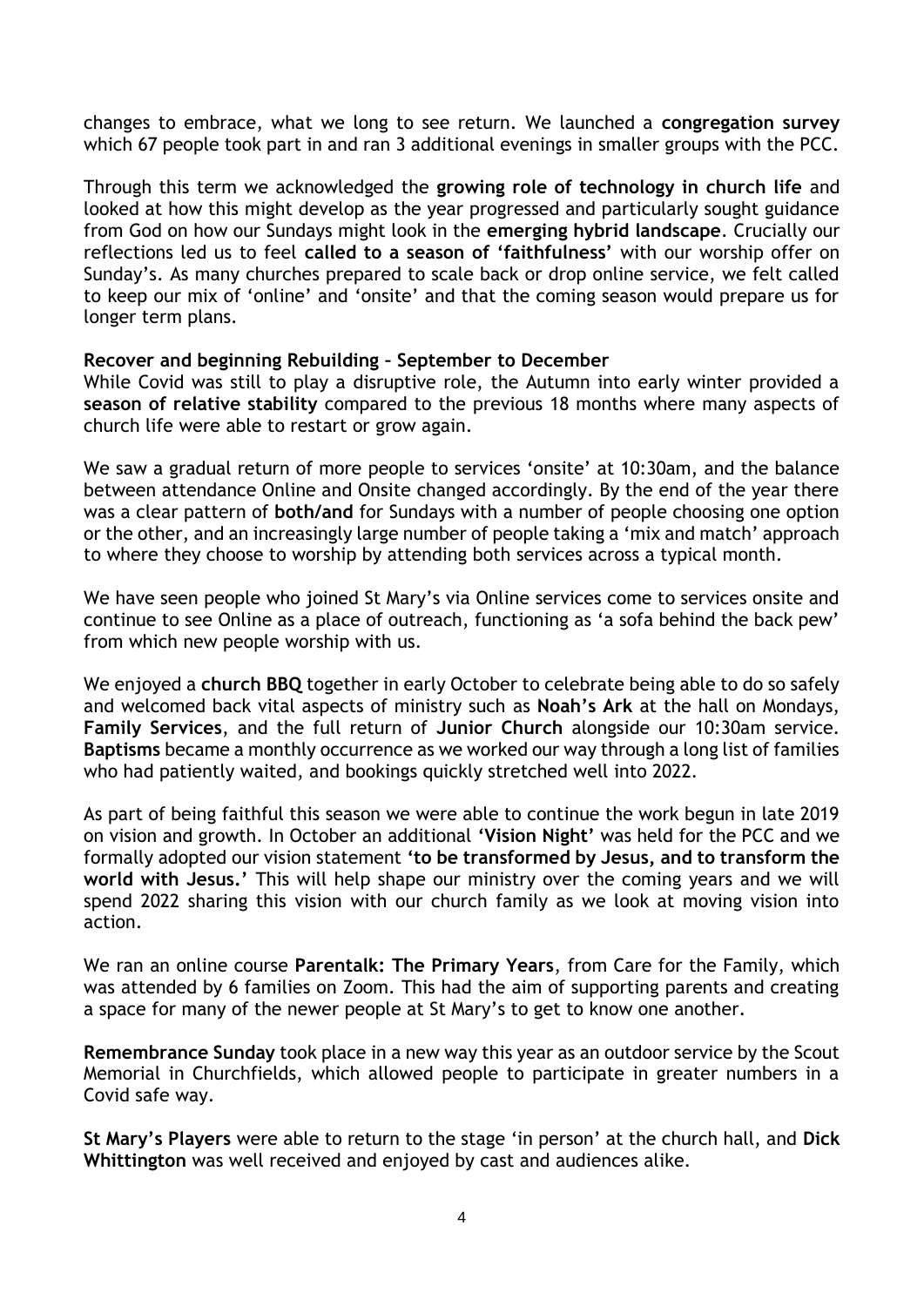changes to embrace, what we long to see return. We launched a **congregation survey** which 67 people took part in and ran 3 additional evenings in smaller groups with the PCC.

Through this term we acknowledged the **growing role of technology in church life** and looked at how this might develop as the year progressed and particularly sought guidance from God on how our Sundays might look in the **emerging hybrid landscape**. Crucially our reflections led us to feel **called to a season of 'faithfulness'** with our worship offer on Sunday's. As many churches prepared to scale back or drop online service, we felt called to keep our mix of 'online' and 'onsite' and that the coming season would prepare us for longer term plans.

**Recover and beginning Rebuilding – September to December**

While Covid was still to play a disruptive role, the Autumn into early winter provided a **season of relative stability** compared to the previous 18 months where many aspects of church life were able to restart or grow again.

We saw a gradual return of more people to services 'onsite' at 10:30am, and the balance between attendance Online and Onsite changed accordingly. By the end of the year there was a clear pattern of **both/and** for Sundays with a number of people choosing one option or the other, and an increasingly large number of people taking a 'mix and match' approach to where they choose to worship by attending both services across a typical month.

We have seen people who joined St Mary's via Online services come to services onsite and continue to see Online as a place of outreach, functioning as 'a sofa behind the back pew' from which new people worship with us.

We enjoyed a **church BBQ** together in early October to celebrate being able to do so safely and welcomed back vital aspects of ministry such as **Noah's Ark** at the hall on Mondays, **Family Services**, and the full return of **Junior Church** alongside our 10:30am service. **Baptisms** became a monthly occurrence as we worked our way through a long list of families who had patiently waited, and bookings quickly stretched well into 2022.

As part of being faithful this season we were able to continue the work begun in late 2019 on vision and growth. In October an additional **'Vision Night'** was held for the PCC and we formally adopted our vision statement **'to be transformed by Jesus, and to transform the world with Jesus.'** This will help shape our ministry over the coming years and we will spend 2022 sharing this vision with our church family as we look at moving vision into action.

We ran an online course **Parentalk: The Primary Years**, from Care for the Family, which was attended by 6 families on Zoom. This had the aim of supporting parents and creating a space for many of the newer people at St Mary's to get to know one another.

**Remembrance Sunday** took place in a new way this year as an outdoor service by the Scout Memorial in Churchfields, which allowed people to participate in greater numbers in a Covid safe way.

**St Mary's Players** were able to return to the stage 'in person' at the church hall, and **Dick Whittington** was well received and enjoyed by cast and audiences alike.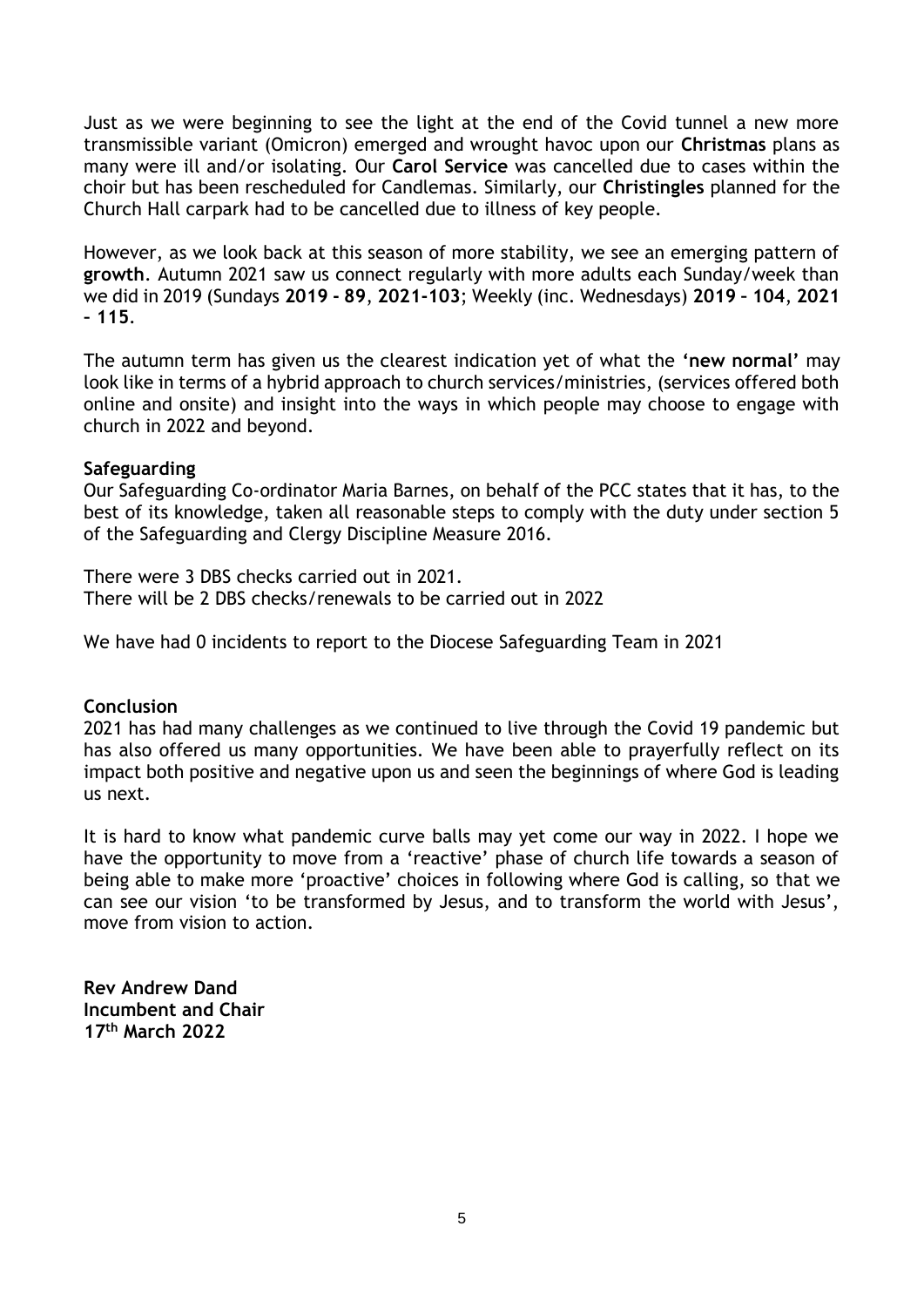Just as we were beginning to see the light at the end of the Covid tunnel a new more transmissible variant (Omicron) emerged and wrought havoc upon our **Christmas** plans as many were ill and/or isolating. Our **Carol Service** was cancelled due to cases within the choir but has been rescheduled for Candlemas. Similarly, our **Christingles** planned for the Church Hall carpark had to be cancelled due to illness of key people.

However, as we look back at this season of more stability, we see an emerging pattern of **growth**. Autumn 2021 saw us connect regularly with more adults each Sunday/week than we did in 2019 (Sundays **2019 - 89**, **2021-103**; Weekly (inc. Wednesdays) **2019 – 104**, **2021 – 115**.

The autumn term has given us the clearest indication yet of what the **'new normal'** may look like in terms of a hybrid approach to church services/ministries, (services offered both online and onsite) and insight into the ways in which people may choose to engage with church in 2022 and beyond.

**Safeguarding**

Our Safeguarding Co-ordinator Maria Barnes, on behalf of the PCC states that it has, to the best of its knowledge, taken all reasonable steps to comply with the duty under section 5 of the Safeguarding and Clergy Discipline Measure 2016.

There were 3 DBS checks carried out in 2021.
There will be 2 DBS checks/renewals to be carried out in 2022

We have had 0 incidents to report to the Diocese Safeguarding Team in 2021

**Conclusion**

2021 has had many challenges as we continued to live through the Covid 19 pandemic but has also offered us many opportunities. We have been able to prayerfully reflect on its impact both positive and negative upon us and seen the beginnings of where God is leading us next.

It is hard to know what pandemic curve balls may yet come our way in 2022. I hope we have the opportunity to move from a 'reactive' phase of church life towards a season of being able to make more 'proactive' choices in following where God is calling, so that we can see our vision 'to be transformed by Jesus, and to transform the world with Jesus', move from vision to action.

**Rev Andrew Dand**
**Incumbent and Chair**
**17th March 2022**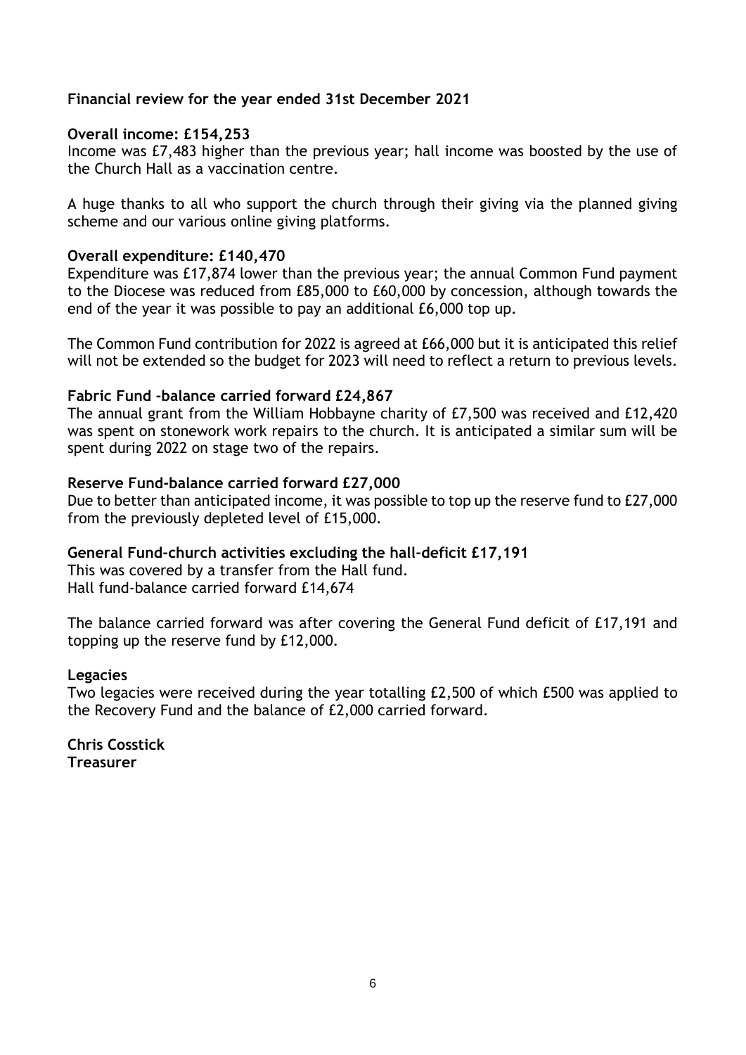## Financial review for the year ended 31st December 2021

**Overall income: £154,253**

Income was £7,483 higher than the previous year; hall income was boosted by the use of the Church Hall as a vaccination centre.

A huge thanks to all who support the church through their giving via the planned giving scheme and our various online giving platforms.

**Overall expenditure: £140,470**

Expenditure was £17,874 lower than the previous year; the annual Common Fund payment to the Diocese was reduced from £85,000 to £60,000 by concession, although towards the end of the year it was possible to pay an additional £6,000 top up.

The Common Fund contribution for 2022 is agreed at £66,000 but it is anticipated this relief will not be extended so the budget for 2023 will need to reflect a return to previous levels.

**Fabric Fund -balance carried forward £24,867**

The annual grant from the William Hobbayne charity of £7,500 was received and £12,420 was spent on stonework work repairs to the church. It is anticipated a similar sum will be spent during 2022 on stage two of the repairs.

**Reserve Fund-balance carried forward £27,000**

Due to better than anticipated income, it was possible to top up the reserve fund to £27,000 from the previously depleted level of £15,000.

**General Fund-church activities excluding the hall-deficit £17,191**

This was covered by a transfer from the Hall fund.
Hall fund-balance carried forward £14,674

The balance carried forward was after covering the General Fund deficit of £17,191 and topping up the reserve fund by £12,000.

**Legacies**

Two legacies were received during the year totalling £2,500 of which £500 was applied to the Recovery Fund and the balance of £2,000 carried forward.

**Chris Cosstick**
**Treasurer**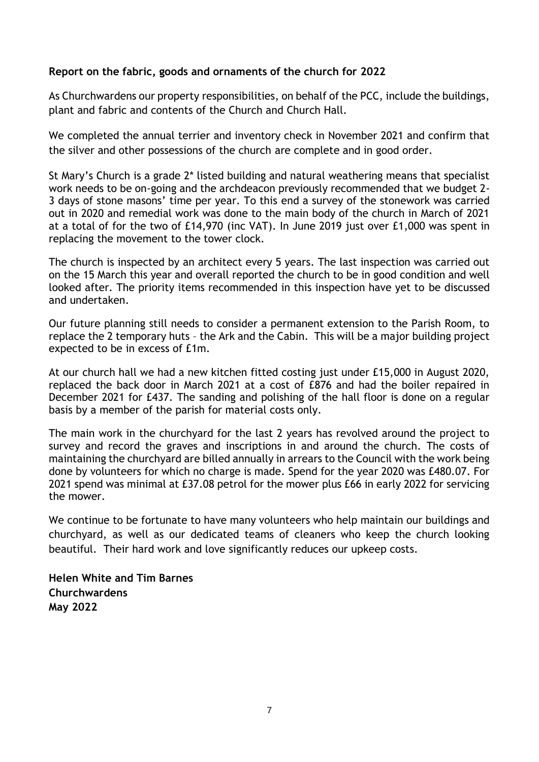**Report on the fabric, goods and ornaments of the church for 2022**

As Churchwardens our property responsibilities, on behalf of the PCC, include the buildings, plant and fabric and contents of the Church and Church Hall.

We completed the annual terrier and inventory check in November 2021 and confirm that the silver and other possessions of the church are complete and in good order.

St Mary's Church is a grade 2* listed building and natural weathering means that specialist work needs to be on-going and the archdeacon previously recommended that we budget 2-3 days of stone masons' time per year. To this end a survey of the stonework was carried out in 2020 and remedial work was done to the main body of the church in March of 2021 at a total of for the two of £14,970 (inc VAT). In June 2019 just over £1,000 was spent in replacing the movement to the tower clock.

The church is inspected by an architect every 5 years. The last inspection was carried out on the 15 March this year and overall reported the church to be in good condition and well looked after. The priority items recommended in this inspection have yet to be discussed and undertaken.

Our future planning still needs to consider a permanent extension to the Parish Room, to replace the 2 temporary huts – the Ark and the Cabin. This will be a major building project expected to be in excess of £1m.

At our church hall we had a new kitchen fitted costing just under £15,000 in August 2020, replaced the back door in March 2021 at a cost of £876 and had the boiler repaired in December 2021 for £437. The sanding and polishing of the hall floor is done on a regular basis by a member of the parish for material costs only.

The main work in the churchyard for the last 2 years has revolved around the project to survey and record the graves and inscriptions in and around the church. The costs of maintaining the churchyard are billed annually in arrears to the Council with the work being done by volunteers for which no charge is made. Spend for the year 2020 was £480.07. For 2021 spend was minimal at £37.08 petrol for the mower plus £66 in early 2022 for servicing the mower.

We continue to be fortunate to have many volunteers who help maintain our buildings and churchyard, as well as our dedicated teams of cleaners who keep the church looking beautiful. Their hard work and love significantly reduces our upkeep costs.

**Helen White and Tim Barnes**
**Churchwardens**
**May 2022**